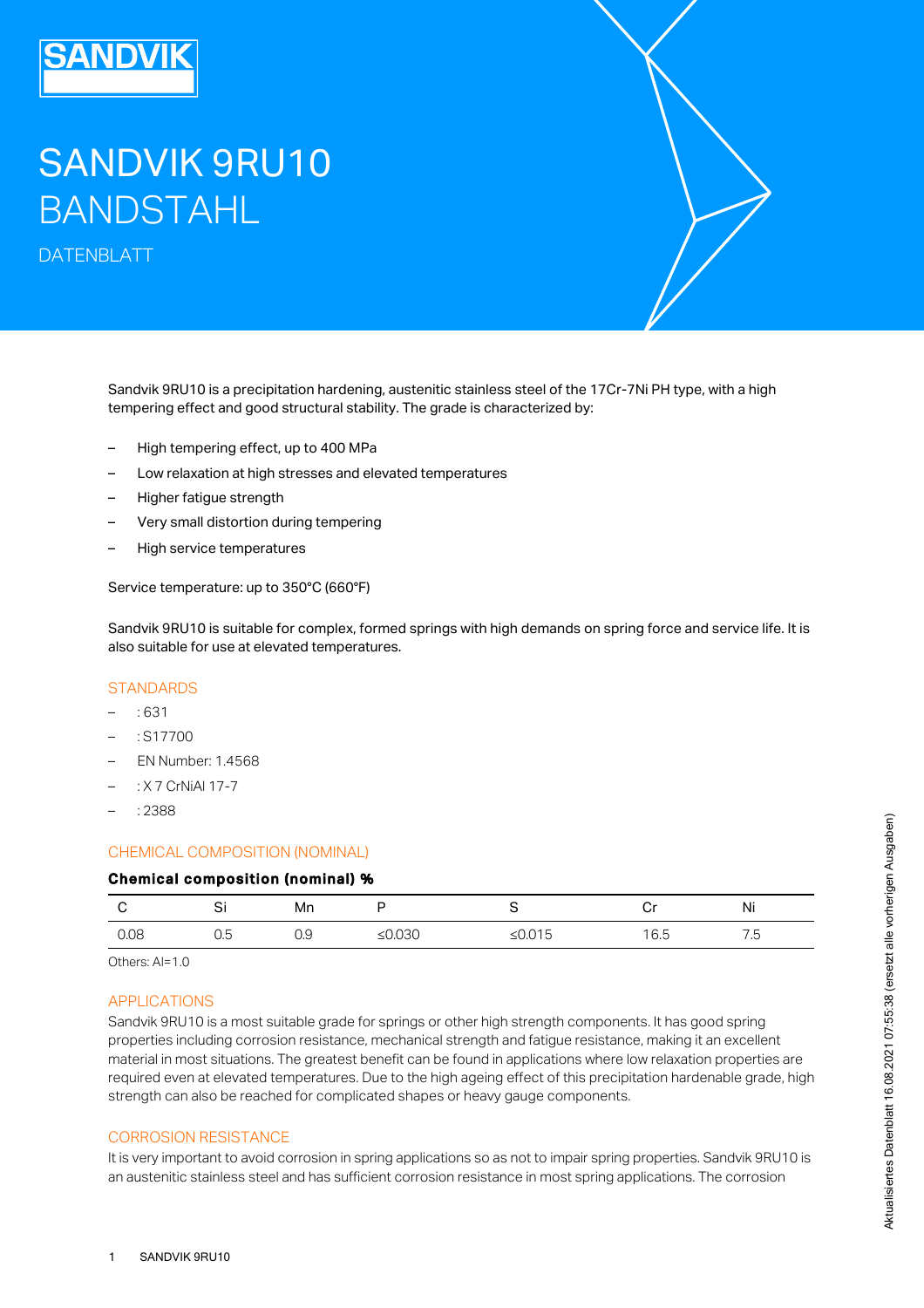# SANDVIK 9RU10 BANDSTAHL

DATENBLATT

Sandvik 9RU10 is a precipitation hardening, austenitic stainless steel of the 17Cr-7Ni PH type, with a high tempering effect and good structural stability. The grade is characterized by:

- High tempering effect, up to 400 MPa
- Low relaxation at high stresses and elevated temperatures
- Higher fatigue strength
- Very small distortion during tempering
- High service temperatures

Service temperature: up to 350°C (660°F)

Sandvik 9RU10 is suitable for complex, formed springs with high demands on spring force and service life. It is also suitable for use at elevated temperatures.

## STANDARDS

- : 631
- : S17700
- EN Number: 1.4568
- : X 7 CrNiAl 17-7
- : 2388

## CHEMICAL COMPOSITION (NOMINAL)

**Chemical composition (nominal) %**

| C | Si | Mn | P | S | Cr | Ni |
|---|---|---|---|---|---|---|
| 0.08 | 0.5 | 0.9 | ≤0.030 | ≤0.015 | 16.5 | 7.5 |

Others: Al=1.0

## APPLICATIONS

Sandvik 9RU10 is a most suitable grade for springs or other high strength components. It has good spring properties including corrosion resistance, mechanical strength and fatigue resistance, making it an excellent material in most situations. The greatest benefit can be found in applications where low relaxation properties are required even at elevated temperatures. Due to the high ageing effect of this precipitation hardenable grade, high strength can also be reached for complicated shapes or heavy gauge components.

## CORROSION RESISTANCE

It is very important to avoid corrosion in spring applications so as not to impair spring properties. Sandvik 9RU10 is an austenitic stainless steel and has sufficient corrosion resistance in most spring applications. The corrosion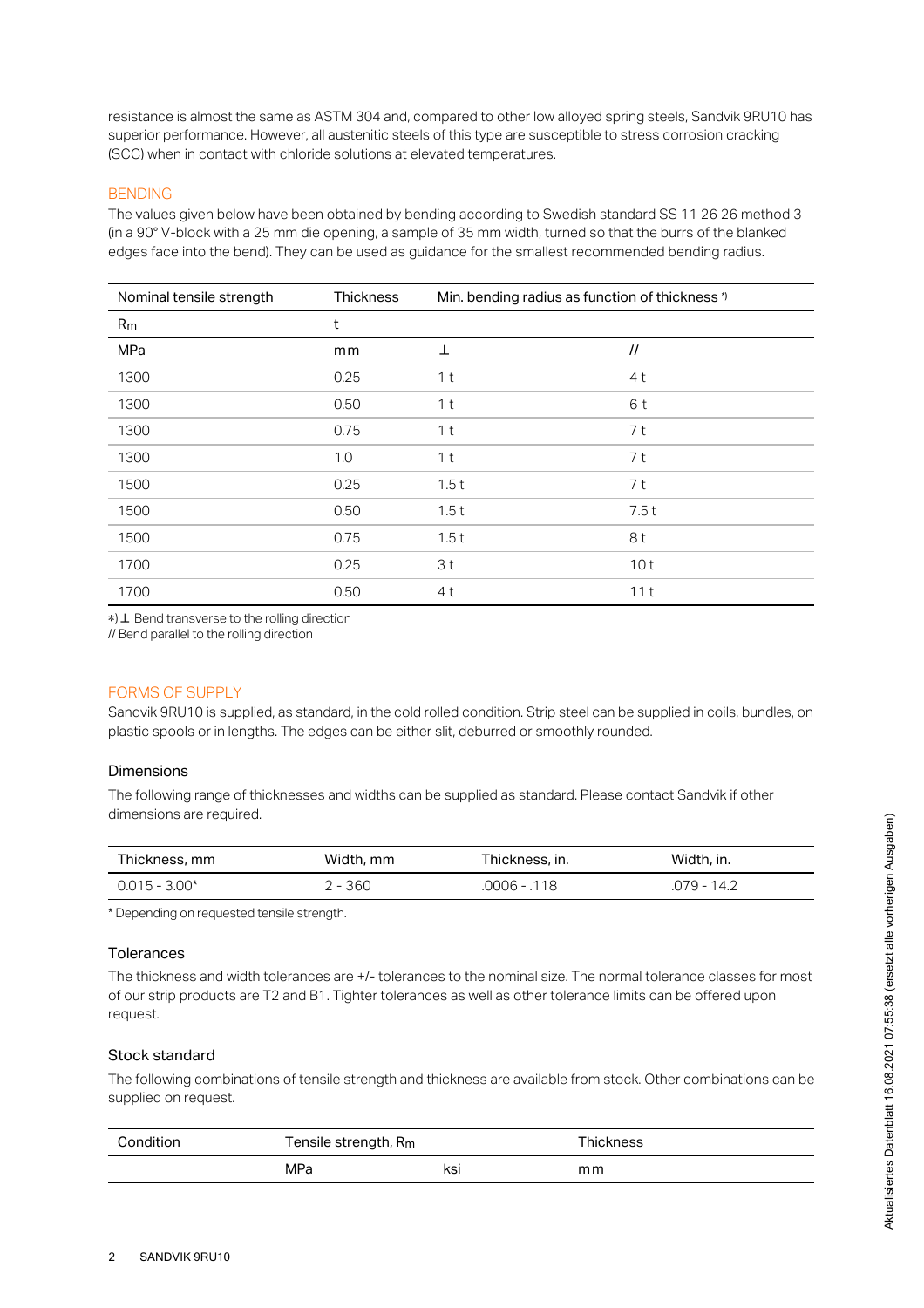resistance is almost the same as ASTM 304 and, compared to other low alloyed spring steels, Sandvik 9RU10 has superior performance. However, all austenitic steels of this type are susceptible to stress corrosion cracking (SCC) when in contact with chloride solutions at elevated temperatures.

## BENDING

The values given below have been obtained by bending according to Swedish standard SS 11 26 26 method 3 (in a 90° V-block with a 25 mm die opening, a sample of 35 mm width, turned so that the burrs of the blanked edges face into the bend). They can be used as guidance for the smallest recommended bending radius.

| Nominal tensile strength | Thickness | Min. bending radius as function of thickness *) | |
|---|---|---|---|
| $R_m$ | t | | |
| MPa | mm | ⊥ | // |
| 1300 | 0.25 | 1 t | 4 t |
| 1300 | 0.50 | 1 t | 6 t |
| 1300 | 0.75 | 1 t | 7 t |
| 1300 | 1.0 | 1 t | 7 t |
| 1500 | 0.25 | 1.5 t | 7 t |
| 1500 | 0.50 | 1.5 t | 7.5 t |
| 1500 | 0.75 | 1.5 t | 8 t |
| 1700 | 0.25 | 3 t | 10 t |
| 1700 | 0.50 | 4 t | 11 t |

*) ⊥ Bend transverse to the rolling direction
// Bend parallel to the rolling direction

## FORMS OF SUPPLY

Sandvik 9RU10 is supplied, as standard, in the cold rolled condition. Strip steel can be supplied in coils, bundles, on plastic spools or in lengths. The edges can be either slit, deburred or smoothly rounded.

### Dimensions

The following range of thicknesses and widths can be supplied as standard. Please contact Sandvik if other dimensions are required.

| Thickness, mm | Width, mm | Thickness, in. | Width, in. |
|---|---|---|---|
| 0.015 - 3.00* | 2 - 360 | .0006 - .118 | .079 - 14.2 |

* Depending on requested tensile strength.

### Tolerances

The thickness and width tolerances are +/- tolerances to the nominal size. The normal tolerance classes for most of our strip products are T2 and B1. Tighter tolerances as well as other tolerance limits can be offered upon request.

### Stock standard

The following combinations of tensile strength and thickness are available from stock. Other combinations can be supplied on request.

| Condition | Tensile strength, $R_m$ | | Thickness |
|---|---|---|---|
| | MPa | ksi | mm |

Aktualisiertes Datenblatt 16.08.2021 07:55:38 (ersetzt alle vorherigen Ausgaben)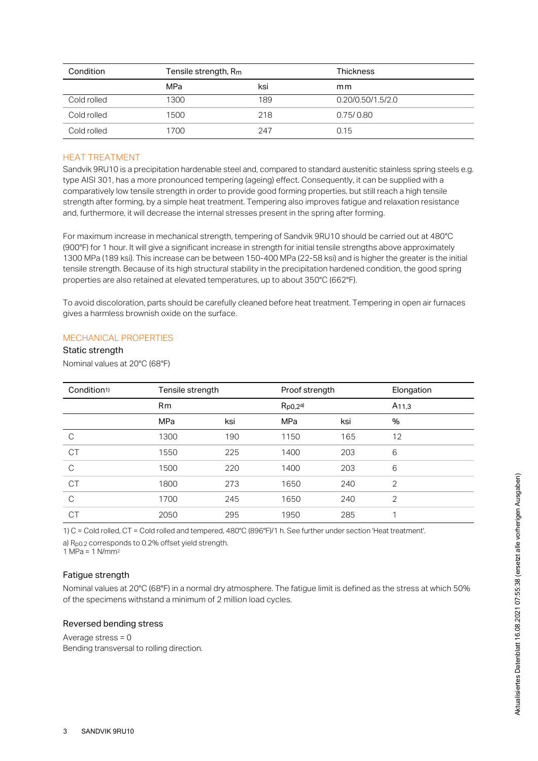| Condition | Tensile strength, $R_m$ | | Thickness |
|---|---|---|---|
| | MPa | ksi | mm |
| Cold rolled | 1300 | 189 | 0.20/0.50/1.5/2.0 |
| Cold rolled | 1500 | 218 | 0.75/ 0.80 |
| Cold rolled | 1700 | 247 | 0.15 |

## HEAT TREATMENT

Sandvik 9RU10 is a precipitation hardenable steel and, compared to standard austenitic stainless spring steels e.g. type AISI 301, has a more pronounced tempering (ageing) effect. Consequently, it can be supplied with a comparatively low tensile strength in order to provide good forming properties, but still reach a high tensile strength after forming, by a simple heat treatment. Tempering also improves fatigue and relaxation resistance and, furthermore, it will decrease the internal stresses present in the spring after forming.

For maximum increase in mechanical strength, tempering of Sandvik 9RU10 should be carried out at 480°C (900°F) for 1 hour. It will give a significant increase in strength for initial tensile strengths above approximately 1300 MPa (189 ksi). This increase can be between 150-400 MPa (22-58 ksi) and is higher the greater is the initial tensile strength. Because of its high structural stability in the precipitation hardened condition, the good spring properties are also retained at elevated temperatures, up to about 350°C (662°F).

To avoid discoloration, parts should be carefully cleaned before heat treatment. Tempering in open air furnaces gives a harmless brownish oxide on the surface.

## MECHANICAL PROPERTIES

### Static strength

Nominal values at 20°C (68°F)

| Condition[1] | Tensile strength | | Proof strength | | Elongation |
|---|---|---|---|---|---|
| | $R_m$ | | $R_{p0,2}$[a] | | $A_{11,3}$ |
| | MPa | ksi | MPa | ksi | % |
| C | 1300 | 190 | 1150 | 165 | 12 |
| CT | 1550 | 225 | 1400 | 203 | 6 |
| C | 1500 | 220 | 1400 | 203 | 6 |
| CT | 1800 | 273 | 1650 | 240 | 2 |
| C | 1700 | 245 | 1650 | 240 | 2 |
| CT | 2050 | 295 | 1950 | 285 | 1 |

1) C = Cold rolled, CT = Cold rolled and tempered, 480°C (896°F)/1 h. See further under section 'Heat treatment'.

a) $R_{p0.2}$ corresponds to 0.2% offset yield strength.
1 MPa = 1 N/mm$^2$

### Fatigue strength

Nominal values at 20°C (68°F) in a normal dry atmosphere. The fatigue limit is defined as the stress at which 50% of the specimens withstand a minimum of 2 million load cycles.

### Reversed bending stress

Average stress = 0
Bending transversal to rolling direction.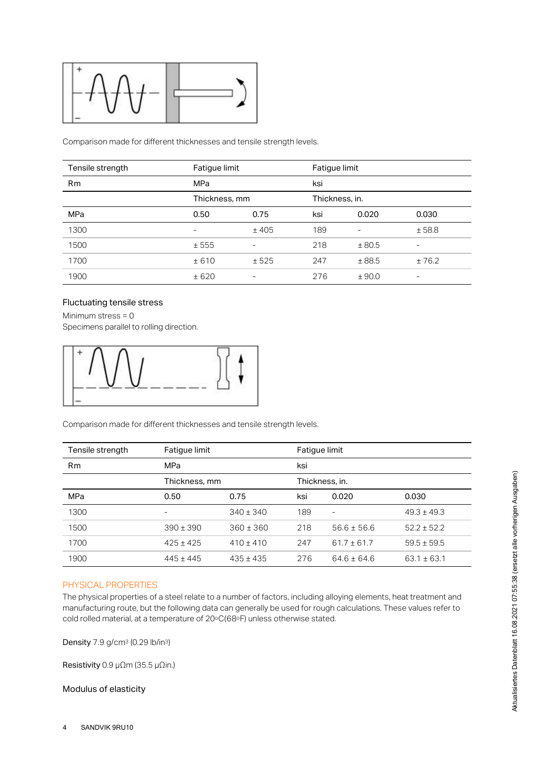Comparison made for different thicknesses and tensile strength levels.

| Tensile strength | Fatigue limit | | Fatigue limit | | |
|---|---|---|---|---|---|
| Rm | MPa | | ksi | | |
| | Thickness, mm | | Thickness, in. | | |
| MPa | 0.50 | 0.75 | ksi | 0.020 | 0.030 |
| 1300 | - | ± 405 | 189 | - | ± 58.8 |
| 1500 | ± 555 | - | 218 | ± 80.5 | - |
| 1700 | ± 610 | ± 525 | 247 | ± 88.5 | ± 76.2 |
| 1900 | ± 620 | - | 276 | ± 90.0 | - |

### Fluctuating tensile stress

Minimum stress = 0
Specimens parallel to rolling direction.

Comparison made for different thicknesses and tensile strength levels.

| Tensile strength | Fatigue limit | | Fatigue limit | | |
|---|---|---|---|---|---|
| Rm | MPa | | ksi | | |
| | Thickness, mm | | Thickness, in. | | |
| MPa | 0.50 | 0.75 | ksi | 0.020 | 0.030 |
| 1300 | - | 340 ± 340 | 189 | - | 49.3 ± 49.3 |
| 1500 | 390 ± 390 | 360 ± 360 | 218 | 56.6 ± 56.6 | 52.2 ± 52.2 |
| 1700 | 425 ± 425 | 410 ± 410 | 247 | 61.7 ± 61.7 | 59.5 ± 59.5 |
| 1900 | 445 ± 445 | 435 ± 435 | 276 | 64.6 ± 64.6 | 63.1 ± 63.1 |

## PHYSICAL PROPERTIES

The physical properties of a steel relate to a number of factors, including alloying elements, heat treatment and manufacturing route, but the following data can generally be used for rough calculations. These values refer to cold rolled material, at a temperature of 20°C(68°F) unless otherwise stated.

**Density** 7.9 g/cm$^3$ (0.29 lb/in$^3$)

**Resistivity** 0.9 μΩm (35.5 μΩin.)

### Modulus of elasticity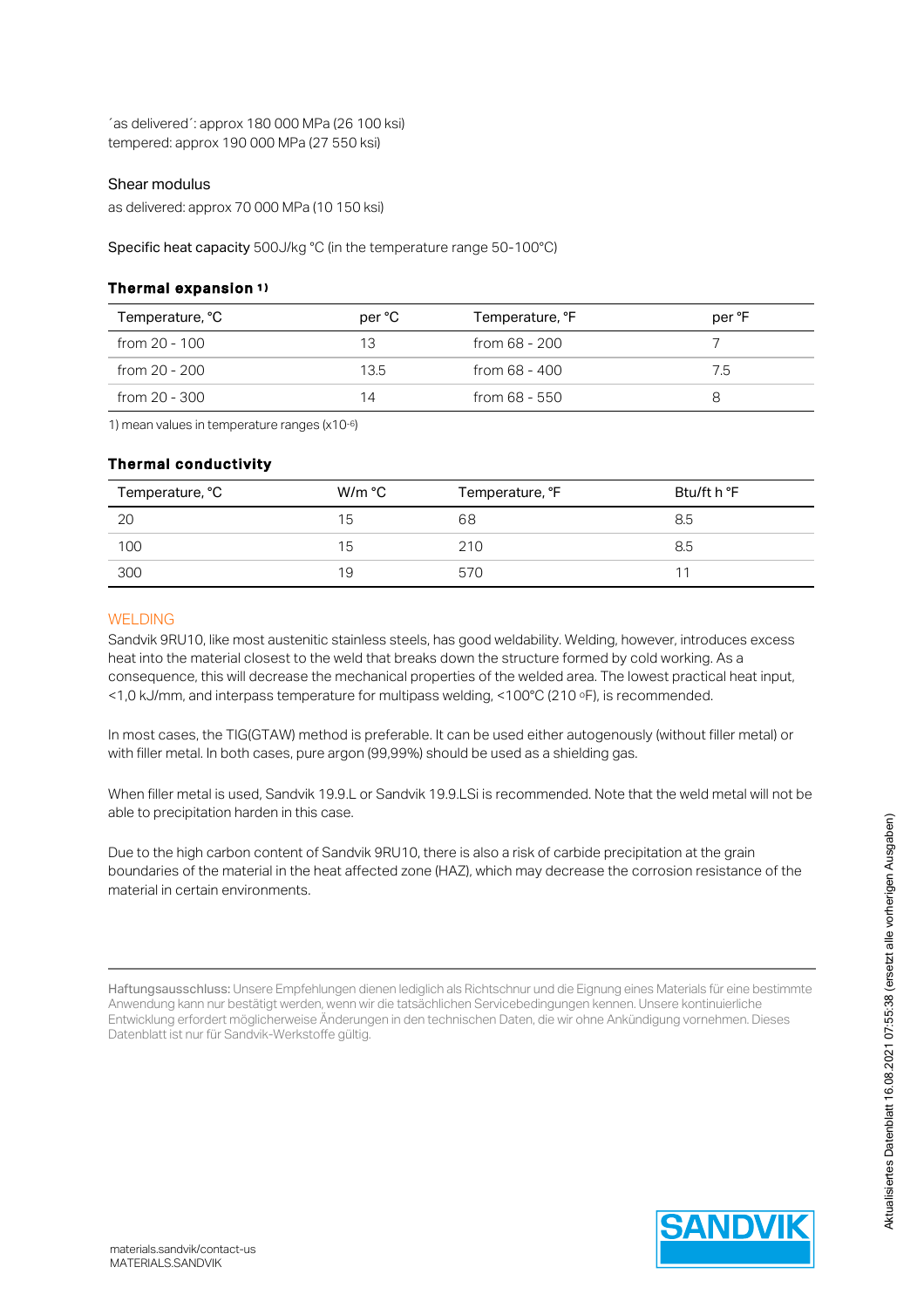´as delivered´: approx 180 000 MPa (26 100 ksi)
tempered: approx 190 000 MPa (27 550 ksi)

Shear modulus

as delivered: approx 70 000 MPa (10 150 ksi)

Specific heat capacity 500J/kg °C (in the temperature range 50-100°C)

**Thermal expansion 1)**

| Temperature, °C | per °C | Temperature, °F | per °F |
|---|---|---|---|
| from 20 - 100 | 13 | from 68 - 200 | 7 |
| from 20 - 200 | 13.5 | from 68 - 400 | 7.5 |
| from 20 - 300 | 14 | from 68 - 550 | 8 |

1) mean values in temperature ranges ($x10^{-6}$)

**Thermal conductivity**

| Temperature, °C | W/m °C | Temperature, °F | Btu/ft h °F |
|---|---|---|---|
| 20 | 15 | 68 | 8.5 |
| 100 | 15 | 210 | 8.5 |
| 300 | 19 | 570 | 11 |

## WELDING

Sandvik 9RU10, like most austenitic stainless steels, has good weldability. Welding, however, introduces excess heat into the material closest to the weld that breaks down the structure formed by cold working. As a consequence, this will decrease the mechanical properties of the welded area. The lowest practical heat input, <1,0 kJ/mm, and interpass temperature for multipass welding, <100°C (210 °F), is recommended.

In most cases, the TIG(GTAW) method is preferable. It can be used either autogenously (without filler metal) or with filler metal. In both cases, pure argon (99,99%) should be used as a shielding gas.

When filler metal is used, Sandvik 19.9.L or Sandvik 19.9.LSi is recommended. Note that the weld metal will not be able to precipitation harden in this case.

Due to the high carbon content of Sandvik 9RU10, there is also a risk of carbide precipitation at the grain boundaries of the material in the heat affected zone (HAZ), which may decrease the corrosion resistance of the material in certain environments.

Haftungsausschluss: Unsere Empfehlungen dienen lediglich als Richtschnur und die Eignung eines Materials für eine bestimmte Anwendung kann nur bestätigt werden, wenn wir die tatsächlichen Servicebedingungen kennen. Unsere kontinuierliche Entwicklung erfordert möglicherweise Änderungen in den technischen Daten, die wir ohne Ankündigung vornehmen. Dieses Datenblatt ist nur für Sandvik-Werkstoffe gültig.

materials.sandvik/contact-us
MATERIALS.SANDVIK

Aktualisiertes Datenblatt 16.08.2021 07:55:38 (ersetzt alle vorherigen Ausgaben)